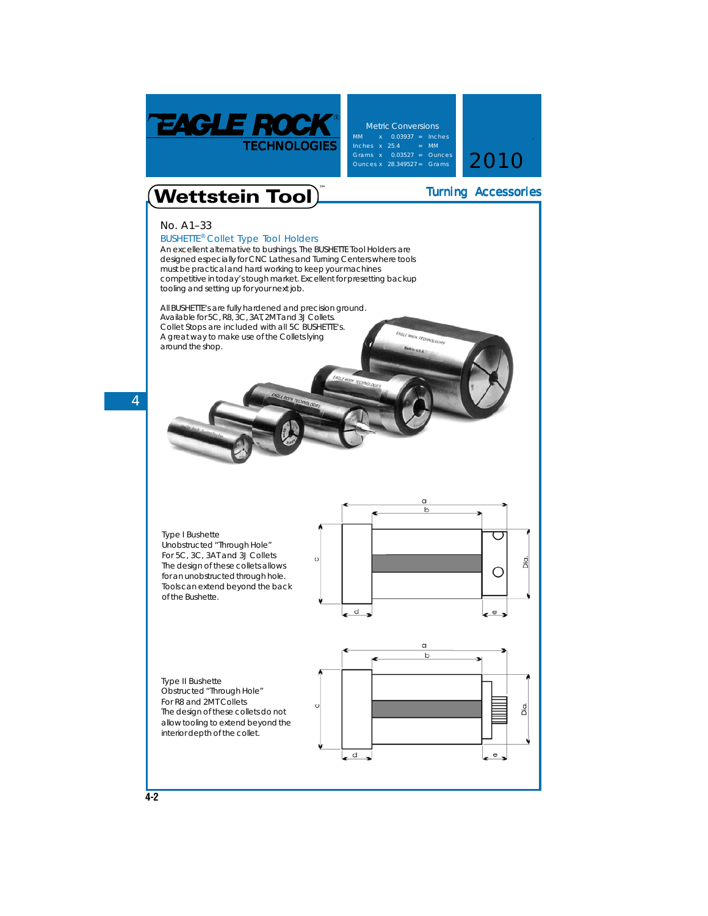EAGLE ROCK® TECHNOLOGIES

Metric Conversions

| | | | | |
|---|---|---|---|---|
| MM | x | 0.03937 | = | Inches |
| Inches | x | 25.4 | = | MM |
| Grams | x | 0.03527 | = | Ounces |
| Ounces | x | 28.349527 | = | Grams |

2010

# Wettstein Tool™

## Turning Accessories

No. A1–33

### BUSHETTE® Collet Type Tool Holders

An excellent alternative to bushings. The BUSHETTE Tool Holders are designed especially for CNC Lathes and Turning Centers where tools must be practical and hard working to keep your machines competitive in today's tough market. Excellent for presetting backup tooling and setting up for your next job.

All BUSHETTE's are fully hardened and precision ground. Available for 5C, R8, 3C, 3AT, 2MT and 3J Collets. Collet Stops are included with all 5C BUSHETTE's. A great way to make use of the Collets lying around the shop.

Type I Bushette
Unobstructed "Through Hole"
For 5C, 3C, 3AT and 3J Collets
The design of these collets allows for an unobstructed through hole. Tools can extend beyond the back of the Bushette.

Type II Bushette
Obstructed "Through Hole"
For R8 and 2MT Collets
The design of these collets do not allow tooling to extend beyond the interior depth of the collet.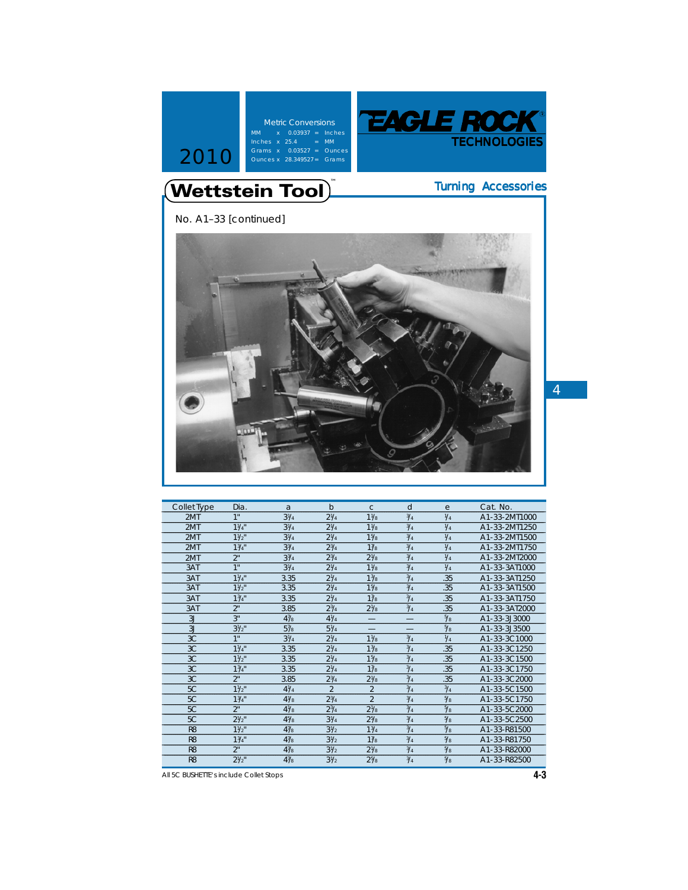2010

Metric Conversions
MM x 0.03937 = Inches
Inches x 25.4 = MM
Grams x 0.03527 = Ounces
Ounces x 28.349527 = Grams

EAGLE ROCK TECHNOLOGIES

# Wettstein Tool™

## Turning Accessories

No. A1–33 [continued]

| Collet Type | Dia. | a | b | c | d | e | Cat. No. |
|---|---|---|---|---|---|---|---|
| 2MT | 1" | 3¼ | 2¼ | 1⅛ | ¾ | ¼ | A1-33-2MT1000 |
| 2MT | 1¼" | 3¼ | 2¼ | 1⅛ | ¾ | ¼ | A1-33-2MT1250 |
| 2MT | 1½" | 3¼ | 2¼ | 1⅜ | ¾ | ¼ | A1-33-2MT1500 |
| 2MT | 1¾" | 3¼ | 2¾ | 1⅞ | ¾ | ¼ | A1-33-2MT1750 |
| 2MT | 2" | 3¼ | 2¾ | 2⅛ | ¾ | ¼ | A1-33-2MT2000 |
| 3AT | 1" | 3¼ | 2¼ | 1⅛ | ¾ | ¼ | A1-33-3AT1000 |
| 3AT | 1¼" | 3.35 | 2¼ | 1⅜ | ¾ | .35 | A1-33-3AT1250 |
| 3AT | 1½" | 3.35 | 2¼ | 1⅜ | ¾ | .35 | A1-33-3AT1500 |
| 3AT | 1¾" | 3.35 | 2¼ | 1⅞ | ¾ | .35 | A1-33-3AT1750 |
| 3AT | 2" | 3.85 | 2¾ | 2⅛ | ¾ | .35 | A1-33-3AT2000 |
| 3J | 3" | 4⅞ | 4¼ | — | — | ⅝ | A1-33-3J3000 |
| 3J | 3½" | 5⅞ | 5¼ | — | — | ⅝ | A1-33-3J3500 |
| 3C | 1" | 3¼ | 2¼ | 1⅛ | ¾ | ¼ | A1-33-3C1000 |
| 3C | 1¼" | 3.35 | 2¼ | 1⅜ | ¾ | .35 | A1-33-3C1250 |
| 3C | 1½" | 3.35 | 2¼ | 1⅜ | ¾ | .35 | A1-33-3C1500 |
| 3C | 1¾" | 3.35 | 2¼ | 1⅞ | ¾ | .35 | A1-33-3C1750 |
| 3C | 2" | 3.85 | 2¾ | 2⅛ | ¾ | .35 | A1-33-3C2000 |
| 5C | 1½" | 4¼ | 2 | 2 | ¾ | ¾ | A1-33-5C1500 |
| 5C | 1¾" | 4⅞ | 2¾ | 2 | ¾ | ⅝ | A1-33-5C1750 |
| 5C | 2" | 4⅞ | 2¾ | 2⅛ | ¾ | ⅝ | A1-33-5C2000 |
| 5C | 2½" | 4⅞ | 3¼ | 2⅞ | ¾ | ⅝ | A1-33-5C2500 |
| R8 | 1½" | 4⅞ | 3½ | 1¾ | ¾ | ⅝ | A1-33-R81500 |
| R8 | 1¾" | 4⅞ | 3½ | 1⅞ | ¾ | ⅝ | A1-33-R81750 |
| R8 | 2" | 4⅞ | 3½ | 2⅛ | ¾ | ⅝ | A1-33-R82000 |
| R8 | 2½" | 4⅞ | 3½ | 2⅞ | ¾ | ⅝ | A1-33-R82500 |

All 5C BUSHETTE's include Collet Stops